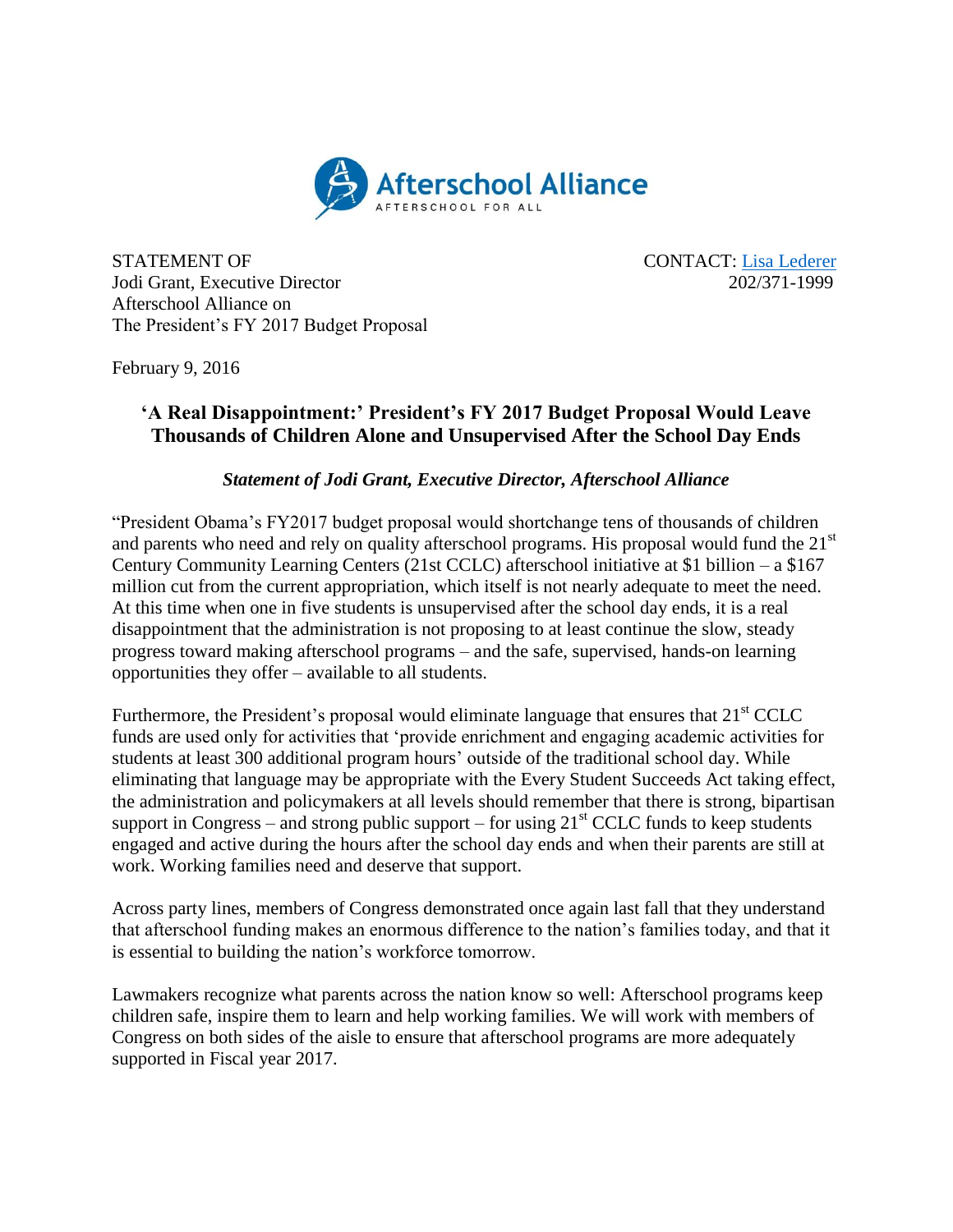Afterschool Alliance
AFTERSCHOOL FOR ALL

STATEMENT OF
Jodi Grant, Executive Director
Afterschool Alliance on
The President's FY 2017 Budget Proposal

CONTACT: Lisa Lederer
202/371-1999

February 9, 2016

## 'A Real Disappointment:' President's FY 2017 Budget Proposal Would Leave Thousands of Children Alone and Unsupervised After the School Day Ends

***Statement of Jodi Grant, Executive Director, Afterschool Alliance***

"President Obama's FY2017 budget proposal would shortchange tens of thousands of children and parents who need and rely on quality afterschool programs. His proposal would fund the 21st Century Community Learning Centers (21st CCLC) afterschool initiative at $1 billion – a $167 million cut from the current appropriation, which itself is not nearly adequate to meet the need. At this time when one in five students is unsupervised after the school day ends, it is a real disappointment that the administration is not proposing to at least continue the slow, steady progress toward making afterschool programs – and the safe, supervised, hands-on learning opportunities they offer – available to all students.

Furthermore, the President's proposal would eliminate language that ensures that 21st CCLC funds are used only for activities that 'provide enrichment and engaging academic activities for students at least 300 additional program hours' outside of the traditional school day. While eliminating that language may be appropriate with the Every Student Succeeds Act taking effect, the administration and policymakers at all levels should remember that there is strong, bipartisan support in Congress – and strong public support – for using 21st CCLC funds to keep students engaged and active during the hours after the school day ends and when their parents are still at work. Working families need and deserve that support.

Across party lines, members of Congress demonstrated once again last fall that they understand that afterschool funding makes an enormous difference to the nation's families today, and that it is essential to building the nation's workforce tomorrow.

Lawmakers recognize what parents across the nation know so well: Afterschool programs keep children safe, inspire them to learn and help working families. We will work with members of Congress on both sides of the aisle to ensure that afterschool programs are more adequately supported in Fiscal year 2017.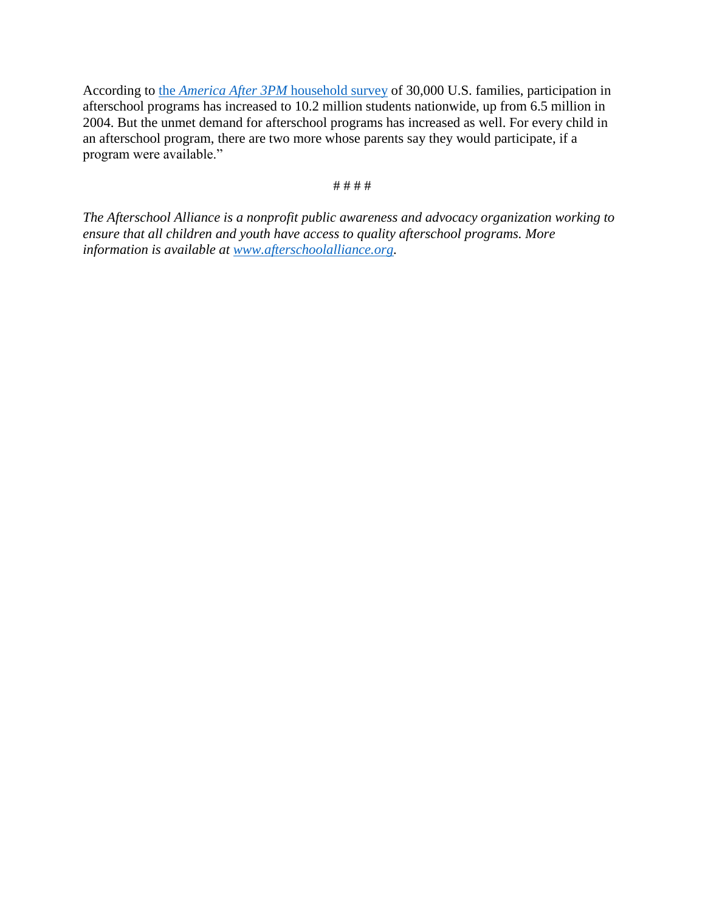According to the *America After 3PM* household survey of 30,000 U.S. families, participation in afterschool programs has increased to 10.2 million students nationwide, up from 6.5 million in 2004. But the unmet demand for afterschool programs has increased as well. For every child in an afterschool program, there are two more whose parents say they would participate, if a program were available."

# # # #

*The Afterschool Alliance is a nonprofit public awareness and advocacy organization working to ensure that all children and youth have access to quality afterschool programs. More information is available at www.afterschoolalliance.org.*